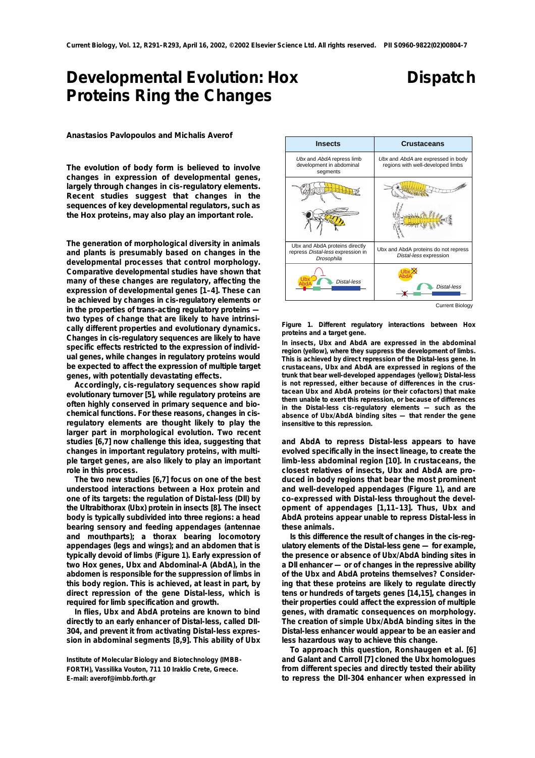# Developmental Evolution: Hox Proteins Ring the Changes

Dispatch

**Anastasios Pavlopoulos and Michalis Averof**

**The evolution of body form is believed to involve changes in expression of developmental genes, largely through changes in cis-regulatory elements. Recent studies suggest that changes in the sequences of key developmental regulators, such as the Hox proteins, may also play an important role.**

The generation of morphological diversity in animals and plants is presumably based on changes in the developmental processes that control morphology. Comparative developmental studies have shown that many of these changes are regulatory, affecting the expression of developmental genes [1–4]. These can be achieved by changes in cis-regulatory elements or in the properties of trans-acting regulatory proteins — two types of change that are likely to have intrinsically different properties and evolutionary dynamics. Changes in cis-regulatory sequences are likely to have specific effects restricted to the expression of individual genes, while changes in regulatory proteins would be expected to affect the expression of multiple target genes, with potentially devastating effects.

Accordingly, cis-regulatory sequences show rapid evolutionary turnover [5], while regulatory proteins are often highly conserved in primary sequence and biochemical functions. For these reasons, changes in cis-regulatory elements are thought likely to play the larger part in morphological evolution. Two recent studies [6,7] now challenge this idea, suggesting that changes in important regulatory proteins, with multiple target genes, are also likely to play an important role in this process.

The two new studies [6,7] focus on one of the best understood interactions between a Hox protein and one of its targets: the regulation of Distal-less (Dll) by the Ultrabithorax (Ubx) protein in insects [8]. The insect body is typically subdivided into three regions: a head bearing sensory and feeding appendages (antennae and mouthparts); a thorax bearing locomotory appendages (legs and wings); and an abdomen that is typically devoid of limbs (Figure 1). Early expression of two Hox genes, Ubx and Abdominal-A (AbdA), in the abdomen is responsible for the suppression of limbs in this body region. This is achieved, at least in part, by direct repression of the gene Distal-less, which is required for limb specification and growth.

In flies, Ubx and AbdA proteins are known to bind directly to an early enhancer of Distal-less, called Dll-304, and prevent it from activating Distal-less expression in abdominal segments [8,9]. This ability of Ubx and AbdA to repress Distal-less appears to have evolved specifically in the insect lineage, to create the limb-less abdominal region [10]. In crustaceans, the closest relatives of insects, Ubx and AbdA are produced in body regions that bear the most prominent and well-developed appendages (Figure 1), and are co-expressed with Distal-less throughout the development of appendages [1,11–13]. Thus, Ubx and AbdA proteins appear unable to repress Distal-less in these animals.

| Insects | Crustaceans |
|---|---|
| *Ubx* and *AbdA* repress limb development in abdominal segments | *Ubx* and *AbdA* are expressed in body regions with well-developed limbs |
| Ubx and AbdA proteins directly repress *Distal-less* expression in *Drosophila* | Ubx and AbdA proteins do not repress *Distal-less* expression |

**Figure 1. Different regulatory interactions between Hox proteins and a target gene.**

**In insects, Ubx and AbdA are expressed in the abdominal region (yellow), where they suppress the development of limbs. This is achieved by direct repression of the Distal-less gene. In crustaceans, Ubx and AbdA are expressed in regions of the trunk that bear well-developed appendages (yellow); Distal-less is not repressed, either because of differences in the crustacean Ubx and AbdA proteins (or their cofactors) that make them unable to exert this repression, or because of differences in the Distal-less cis-regulatory elements — such as the absence of Ubx/AbdA binding sites — that render the gene insensitive to this repression.**

Is this difference the result of changes in the cis-regulatory elements of the Distal-less gene — for example, the presence or absence of Ubx/AbdA binding sites in a Dll enhancer — or of changes in the repressive ability of the Ubx and AbdA proteins themselves? Considering that these proteins are likely to regulate directly tens or hundreds of targets genes [14,15], changes in their properties could affect the expression of multiple genes, with dramatic consequences on morphology. The creation of simple Ubx/AbdA binding sites in the Distal-less enhancer would appear to be an easier and less hazardous way to achieve this change.

To approach this question, Ronshaugen et al. [6] and Galant and Carroll [7] cloned the Ubx homologues from different species and directly tested their ability to repress the Dll-304 enhancer when expressed in

Institute of Molecular Biology and Biotechnology (IMBB-FORTH), Vassilika Vouton, 711 10 Iraklio Crete, Greece.
E-mail: averof@imbb.forth.gr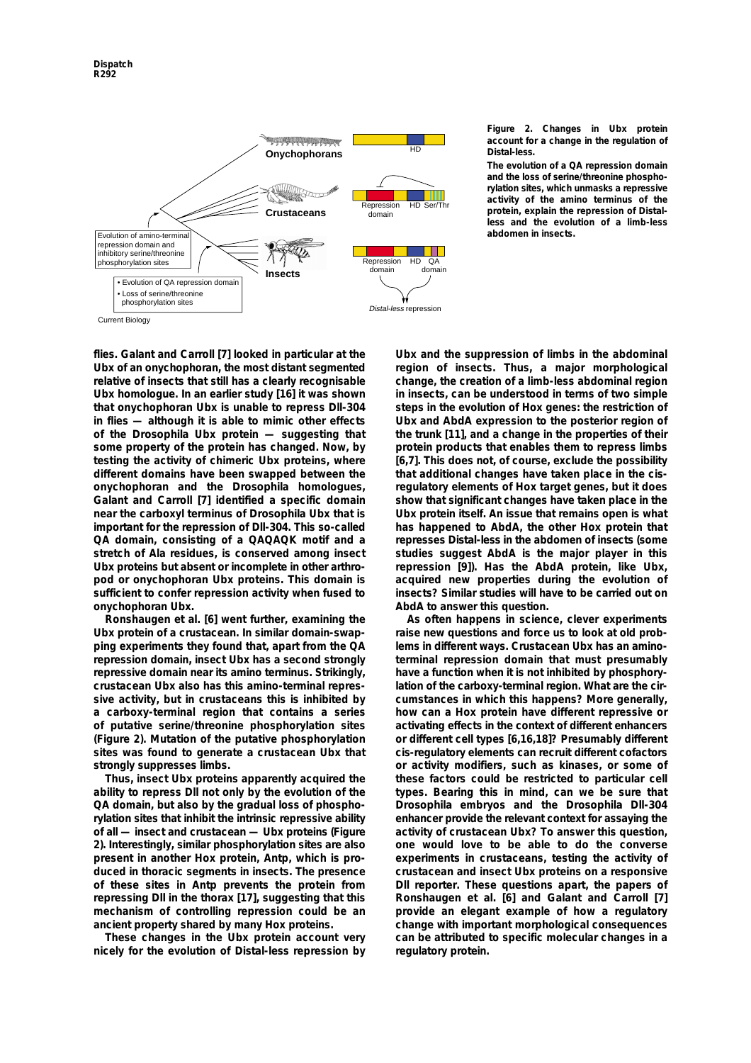**Figure 2. Changes in Ubx protein account for a change in the regulation of Distal-less.**

The evolution of a QA repression domain and the loss of serine/threonine phosphorylation sites, which unmasks a repressive activity of the amino terminus of the protein, explain the repression of Distal-less and the evolution of a limb-less abdomen in insects.

flies. Galant and Carroll [7] looked in particular at the Ubx of an onychophoran, the most distant segmented relative of insects that still has a clearly recognisable Ubx homologue. In an earlier study [16] it was shown that onychophoran Ubx is unable to repress Dll-304 in flies — although it is able to mimic other effects of the *Drosophila* Ubx protein — suggesting that some property of the protein has changed. Now, by testing the activity of chimeric Ubx proteins, where different domains have been swapped between the onychophoran and the *Drosophila* homologues, Galant and Carroll [7] identified a specific domain near the carboxyl terminus of *Drosophila* Ubx that is important for the repression of Dll-304. This so-called QA domain, consisting of a QAQAQK motif and a stretch of Ala residues, is conserved among insect Ubx proteins but absent or incomplete in other arthropod or onychophoran Ubx proteins. This domain is sufficient to confer repression activity when fused to onychophoran Ubx.

Ronshaugen et al. [6] went further, examining the Ubx protein of a crustacean. In similar domain-swapping experiments they found that, apart from the QA repression domain, insect Ubx has a second strongly repressive domain near its amino terminus. Strikingly, crustacean Ubx also has this amino-terminal repressive activity, but in crustaceans this is inhibited by a carboxy-terminal region that contains a series of putative serine/threonine phosphorylation sites (Figure 2). Mutation of the putative phosphorylation sites was found to generate a crustacean Ubx that strongly suppresses limbs.

Thus, insect Ubx proteins apparently acquired the ability to repress Dll not only by the evolution of the QA domain, but also by the gradual loss of phosphorylation sites that inhibit the intrinsic repressive ability of all — insect and crustacean — Ubx proteins (Figure 2). Interestingly, similar phosphorylation sites are also present in another Hox protein, Antp, which is produced in thoracic segments in insects. The presence of these sites in Antp prevents the protein from repressing Dll in the thorax [17], suggesting that this mechanism of controlling repression could be an ancient property shared by many Hox proteins.

These changes in the Ubx protein account very nicely for the evolution of Distal-less repression by Ubx and the suppression of limbs in the abdominal region of insects. Thus, a major morphological change, the creation of a limb-less abdominal region in insects, can be understood in terms of two simple steps in the evolution of Hox genes: the restriction of Ubx and AbdA expression to the posterior region of the trunk [11], and a change in the properties of their protein products that enables them to repress limbs [6,7]. This does not, of course, exclude the possibility that additional changes have taken place in the cis-regulatory elements of Hox target genes, but it does show that significant changes have taken place in the Ubx protein itself. An issue that remains open is what has happened to AbdA, the other Hox protein that represses Distal-less in the abdomen of insects (some studies suggest AbdA is the major player in this repression [9]). Has the AbdA protein, like Ubx, acquired new properties during the evolution of insects? Similar studies will have to be carried out on AbdA to answer this question.

As often happens in science, clever experiments raise new questions and force us to look at old problems in different ways. Crustacean Ubx has an amino-terminal repression domain that must presumably have a function when it is not inhibited by phosphorylation of the carboxy-terminal region. What are the circumstances in which this happens? More generally, how can a Hox protein have different repressive or activating effects in the context of different enhancers or different cell types [6,16,18]? Presumably different cis-regulatory elements can recruit different cofactors or activity modifiers, such as kinases, or some of these factors could be restricted to particular cell types. Bearing this in mind, can we be sure that *Drosophila* embryos and the *Drosophila* Dll-304 enhancer provide the relevant context for assaying the activity of crustacean Ubx? To answer this question, one would love to be able to do the converse experiments in crustaceans, testing the activity of crustacean and insect Ubx proteins on a responsive Dll reporter. These questions apart, the papers of Ronshaugen et al. [6] and Galant and Carroll [7] provide an elegant example of how a regulatory change with important morphological consequences can be attributed to specific molecular changes in a regulatory protein.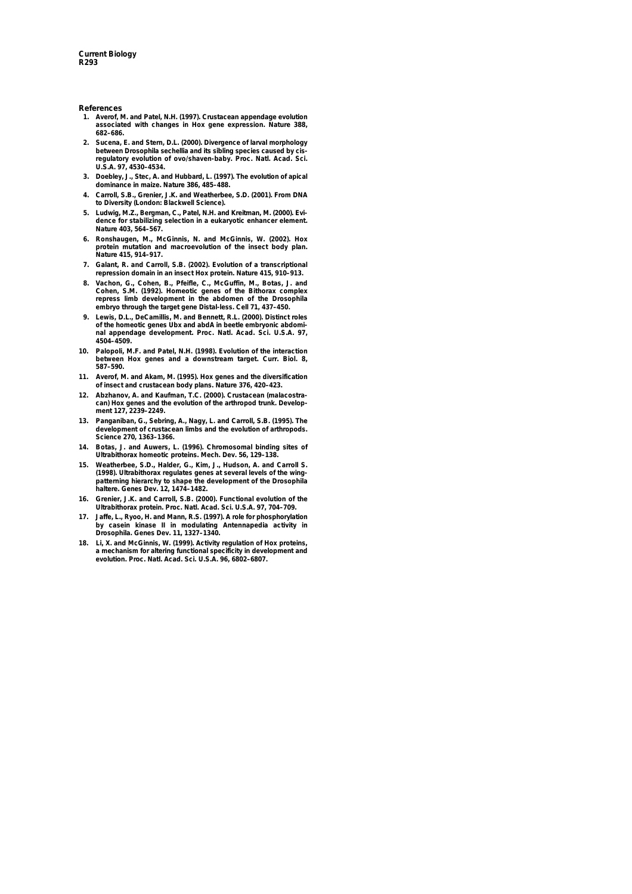## References

1. Averof, M. and Patel, N.H. (1997). Crustacean appendage evolution associated with changes in Hox gene expression. Nature 388, 682–686.
2. Sucena, E. and Stern, D.L. (2000). Divergence of larval morphology between Drosophila sechellia and its sibling species caused by cis-regulatory evolution of ovo/shaven-baby. Proc. Natl. Acad. Sci. U.S.A. 97, 4530–4534.
3. Doebley, J., Stec, A. and Hubbard, L. (1997). The evolution of apical dominance in maize. Nature 386, 485–488.
4. Carroll, S.B., Grenier, J.K. and Weatherbee, S.D. (2001). From DNA to Diversity (London: Blackwell Science).
5. Ludwig, M.Z., Bergman, C., Patel, N.H. and Kreitman, M. (2000). Evidence for stabilizing selection in a eukaryotic enhancer element. Nature 403, 564–567.
6. Ronshaugen, M., McGinnis, N. and McGinnis, W. (2002). Hox protein mutation and macroevolution of the insect body plan. Nature 415, 914–917.
7. Galant, R. and Carroll, S.B. (2002). Evolution of a transcriptional repression domain in an insect Hox protein. Nature 415, 910–913.
8. Vachon, G., Cohen, B., Pfeifle, C., McGuffin, M., Botas, J. and Cohen, S.M. (1992). Homeotic genes of the Bithorax complex repress limb development in the abdomen of the Drosophila embryo through the target gene Distal-less. Cell 71, 437–450.
9. Lewis, D.L., DeCamillis, M. and Bennett, R.L. (2000). Distinct roles of the homeotic genes Ubx and abdA in beetle embryonic abdominal appendage development. Proc. Natl. Acad. Sci. U.S.A. 97, 4504–4509.
10. Palopoli, M.F. and Patel, N.H. (1998). Evolution of the interaction between Hox genes and a downstream target. Curr. Biol. 8, 587–590.
11. Averof, M. and Akam, M. (1995). Hox genes and the diversification of insect and crustacean body plans. Nature 376, 420–423.
12. Abzhanov, A. and Kaufman, T.C. (2000). Crustacean (malacostracan) Hox genes and the evolution of the arthropod trunk. Development 127, 2239–2249.
13. Panganiban, G., Sebring, A., Nagy, L. and Carroll, S.B. (1995). The development of crustacean limbs and the evolution of arthropods. Science 270, 1363–1366.
14. Botas, J. and Auwers, L. (1996). Chromosomal binding sites of Ultrabithorax homeotic proteins. Mech. Dev. 56, 129–138.
15. Weatherbee, S.D., Halder, G., Kim, J., Hudson, A. and Carroll S. (1998). Ultrabithorax regulates genes at several levels of the wing-patterning hierarchy to shape the development of the Drosophila haltere. Genes Dev. 12, 1474–1482.
16. Grenier, J.K. and Carroll, S.B. (2000). Functional evolution of the Ultrabithorax protein. Proc. Natl. Acad. Sci. U.S.A. 97, 704–709.
17. Jaffe, L., Ryoo, H. and Mann, R.S. (1997). A role for phosphorylation by casein kinase II in modulating Antennapedia activity in Drosophila. Genes Dev. 11, 1327–1340.
18. Li, X. and McGinnis, W. (1999). Activity regulation of Hox proteins, a mechanism for altering functional specificity in development and evolution. Proc. Natl. Acad. Sci. U.S.A. 96, 6802–6807.